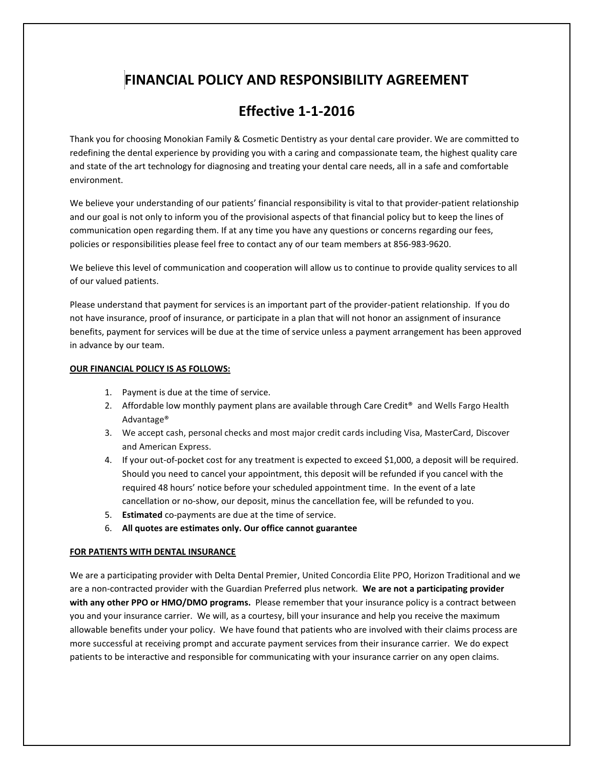# FINANCIAL POLICY AND RESPONSIBILITY AGREEMENT

## Effective 1-1-2016

Thank you for choosing Monokian Family & Cosmetic Dentistry as your dental care provider. We are committed to redefining the dental experience by providing you with a caring and compassionate team, the highest quality care and state of the art technology for diagnosing and treating your dental care needs, all in a safe and comfortable environment.

We believe your understanding of our patients' financial responsibility is vital to that provider-patient relationship and our goal is not only to inform you of the provisional aspects of that financial policy but to keep the lines of communication open regarding them. If at any time you have any questions or concerns regarding our fees, policies or responsibilities please feel free to contact any of our team members at 856-983-9620.

We believe this level of communication and cooperation will allow us to continue to provide quality services to all of our valued patients.

Please understand that payment for services is an important part of the provider-patient relationship. If you do not have insurance, proof of insurance, or participate in a plan that will not honor an assignment of insurance benefits, payment for services will be due at the time of service unless a payment arrangement has been approved in advance by our team.

**OUR FINANCIAL POLICY IS AS FOLLOWS:**

1. Payment is due at the time of service.
2. Affordable low monthly payment plans are available through Care Credit® and Wells Fargo Health Advantage®
3. We accept cash, personal checks and most major credit cards including Visa, MasterCard, Discover and American Express.
4. If your out-of-pocket cost for any treatment is expected to exceed $1,000, a deposit will be required. Should you need to cancel your appointment, this deposit will be refunded if you cancel with the required 48 hours' notice before your scheduled appointment time. In the event of a late cancellation or no-show, our deposit, minus the cancellation fee, will be refunded to you.
5. **Estimated** co-payments are due at the time of service.
6. **All quotes are estimates only. Our office cannot guarantee**

**FOR PATIENTS WITH DENTAL INSURANCE**

We are a participating provider with Delta Dental Premier, United Concordia Elite PPO, Horizon Traditional and we are a non-contracted provider with the Guardian Preferred plus network. **We are not a participating provider with any other PPO or HMO/DMO programs.** Please remember that your insurance policy is a contract between you and your insurance carrier. We will, as a courtesy, bill your insurance and help you receive the maximum allowable benefits under your policy. We have found that patients who are involved with their claims process are more successful at receiving prompt and accurate payment services from their insurance carrier. We do expect patients to be interactive and responsible for communicating with your insurance carrier on any open claims.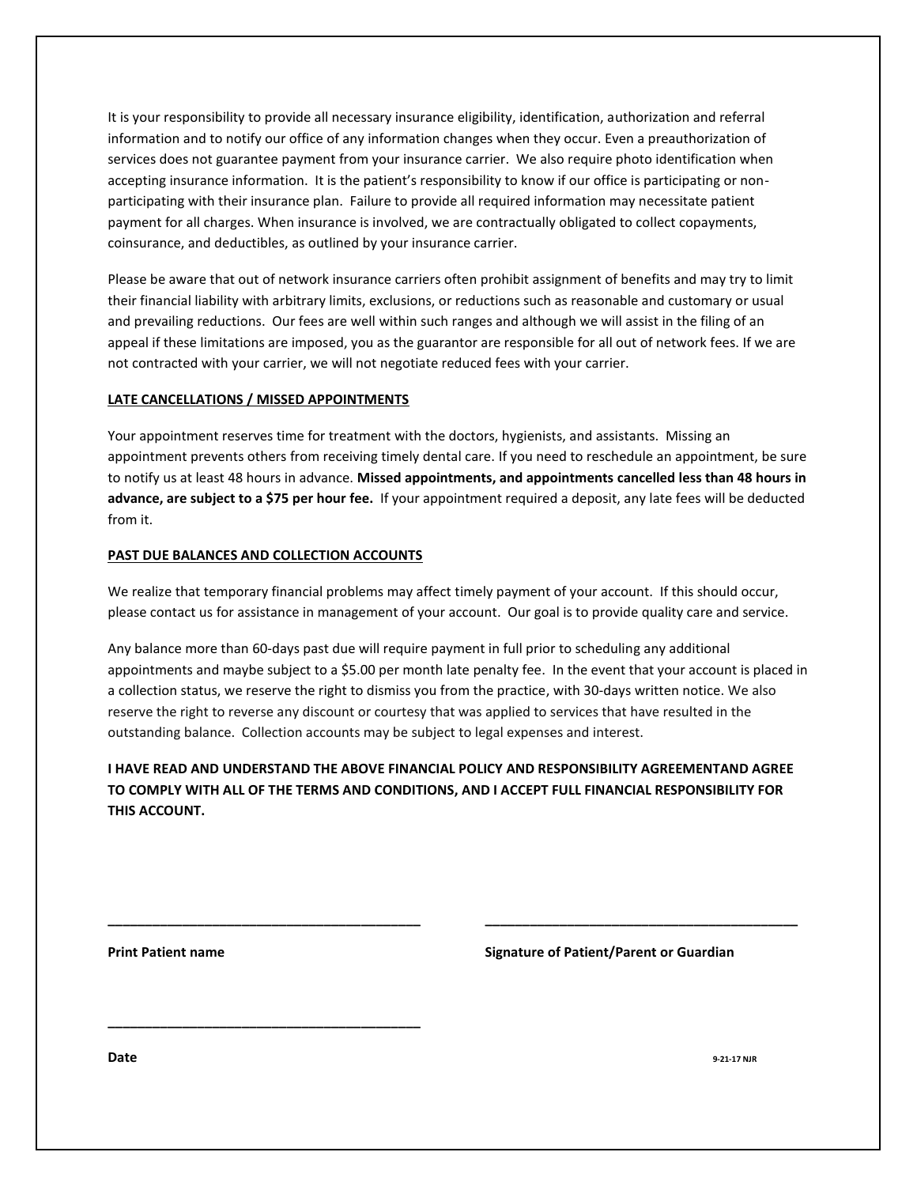It is your responsibility to provide all necessary insurance eligibility, identification, authorization and referral information and to notify our office of any information changes when they occur. Even a preauthorization of services does not guarantee payment from your insurance carrier. We also require photo identification when accepting insurance information. It is the patient's responsibility to know if our office is participating or non-participating with their insurance plan. Failure to provide all required information may necessitate patient payment for all charges. When insurance is involved, we are contractually obligated to collect copayments, coinsurance, and deductibles, as outlined by your insurance carrier.

Please be aware that out of network insurance carriers often prohibit assignment of benefits and may try to limit their financial liability with arbitrary limits, exclusions, or reductions such as reasonable and customary or usual and prevailing reductions. Our fees are well within such ranges and although we will assist in the filing of an appeal if these limitations are imposed, you as the guarantor are responsible for all out of network fees. If we are not contracted with your carrier, we will not negotiate reduced fees with your carrier.

**LATE CANCELLATIONS / MISSED APPOINTMENTS**

Your appointment reserves time for treatment with the doctors, hygienists, and assistants. Missing an appointment prevents others from receiving timely dental care. If you need to reschedule an appointment, be sure to notify us at least 48 hours in advance. **Missed appointments, and appointments cancelled less than 48 hours in advance, are subject to a $75 per hour fee.** If your appointment required a deposit, any late fees will be deducted from it.

**PAST DUE BALANCES AND COLLECTION ACCOUNTS**

We realize that temporary financial problems may affect timely payment of your account. If this should occur, please contact us for assistance in management of your account. Our goal is to provide quality care and service.

Any balance more than 60-days past due will require payment in full prior to scheduling any additional appointments and maybe subject to a $5.00 per month late penalty fee. In the event that your account is placed in a collection status, we reserve the right to dismiss you from the practice, with 30-days written notice. We also reserve the right to reverse any discount or courtesy that was applied to services that have resulted in the outstanding balance. Collection accounts may be subject to legal expenses and interest.

**I HAVE READ AND UNDERSTAND THE ABOVE FINANCIAL POLICY AND RESPONSIBILITY AGREEMENTAND AGREE TO COMPLY WITH ALL OF THE TERMS AND CONDITIONS, AND I ACCEPT FULL FINANCIAL RESPONSIBILITY FOR THIS ACCOUNT.**

\_\_\_\_\_\_\_\_\_\_\_\_\_\_\_\_\_\_\_\_\_\_\_\_\_\_\_\_\_\_\_\_\_\_\_\_\_\_\_\_ \_\_\_\_\_\_\_\_\_\_\_\_\_\_\_\_\_\_\_\_\_\_\_\_\_\_\_\_\_\_\_\_\_\_\_\_\_\_\_\_

**Print Patient name** **Signature of Patient/Parent or Guardian**

\_\_\_\_\_\_\_\_\_\_\_\_\_\_\_\_\_\_\_\_\_\_\_\_\_\_\_\_\_\_\_\_\_\_\_\_\_\_\_\_

**Date**

9-21-17 NJR